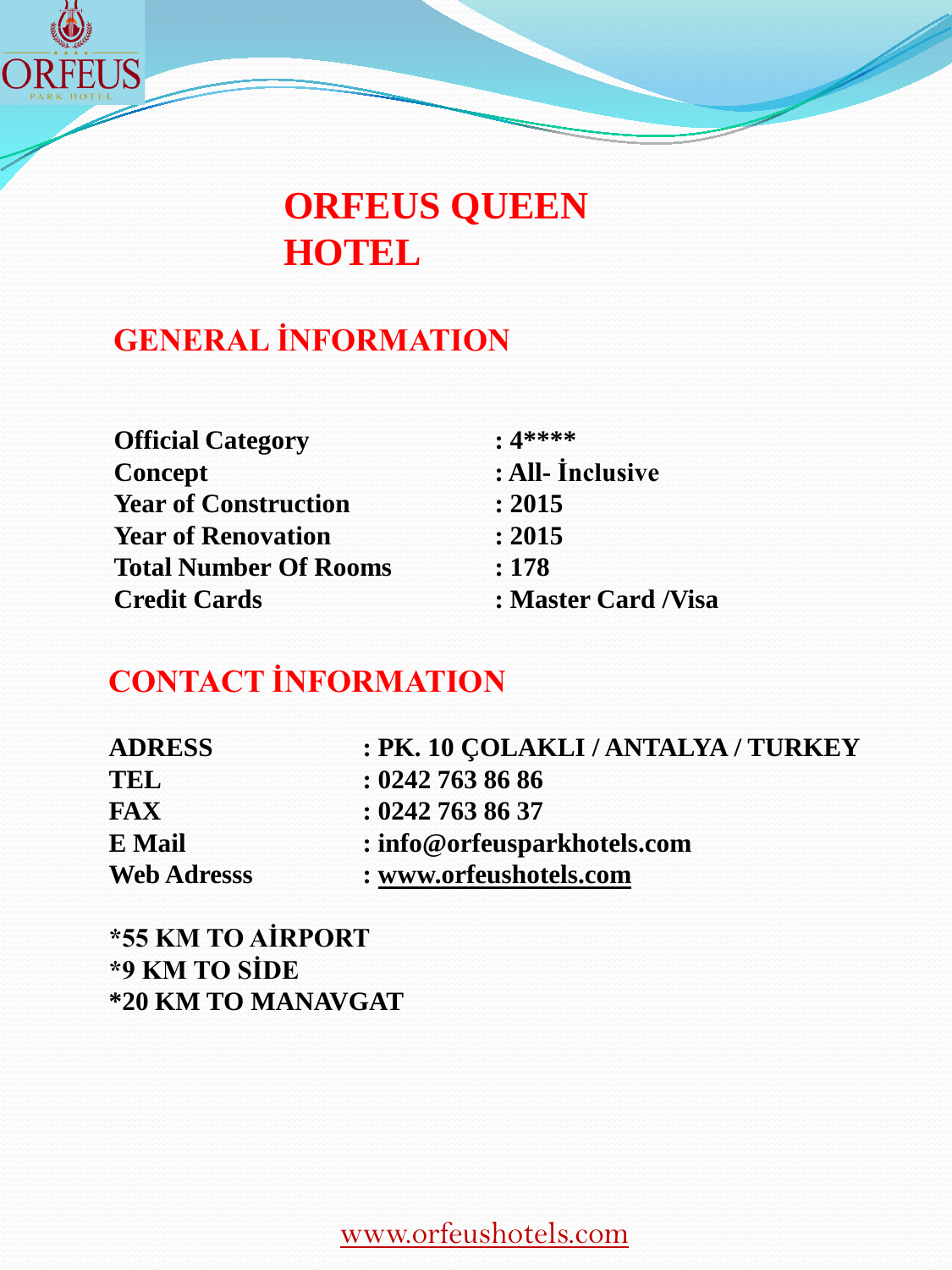# ORFEUS QUEEN HOTEL

## GENERAL İNFORMATION

| | |
|---|---|
| **Official Category** | **: 4\*\*\*\*** |
| **Concept** | **: All- İnclusive** |
| **Year of Construction** | **: 2015** |
| **Year of Renovation** | **: 2015** |
| **Total Number Of Rooms** | **: 178** |
| **Credit Cards** | **: Master Card /Visa** |

## CONTACT İNFORMATION

| | |
|---|---|
| **ADRESS** | **: PK. 10 ÇOLAKLI / ANTALYA / TURKEY** |
| **TEL** | **: 0242 763 86 86** |
| **FAX** | **: 0242 763 86 37** |
| **E Mail** | **: info@orfeusparkhotels.com** |
| **Web Adresss** | **: www.orfeushotels.com** |

**\*55 KM TO AİRPORT**
**\*9 KM TO SİDE**
**\*20 KM TO MANAVGAT**

www.orfeushotels.com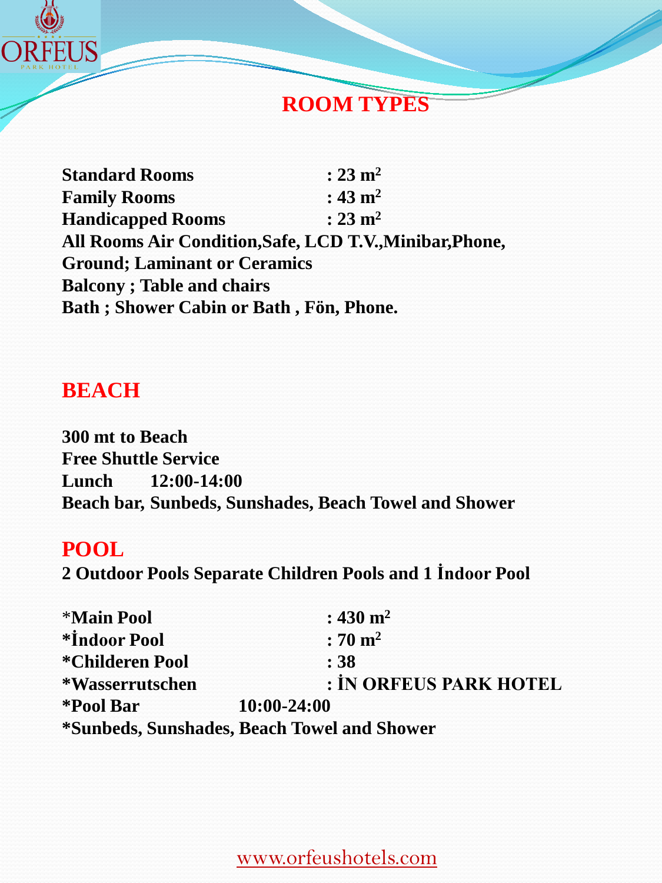## ROOM TYPES

**Standard Rooms : 23 m$^2$**
**Family Rooms : 43 m$^2$**
**Handicapped Rooms : 23 m$^2$**
**All Rooms Air Condition,Safe, LCD T.V.,Minibar,Phone,**
**Ground; Laminant or Ceramics**
**Balcony ; Table and chairs**
**Bath ; Shower Cabin or Bath , Fön, Phone.**

## BEACH

**300 mt to Beach**
**Free Shuttle Service**
**Lunch 12:00-14:00**
**Beach bar, Sunbeds, Sunshades, Beach Towel and Shower**

## POOL

**2 Outdoor Pools Separate Children Pools and 1 İndoor Pool**

**\*Main Pool : 430 m$^2$**
**\*İndoor Pool : 70 m$^2$**
**\*Childeren Pool : 38**
**\*Wasserrutschen : İN ORFEUS PARK HOTEL**
**\*Pool Bar 10:00-24:00**
**\*Sunbeds, Sunshades, Beach Towel and Shower**

www.orfeushotels.com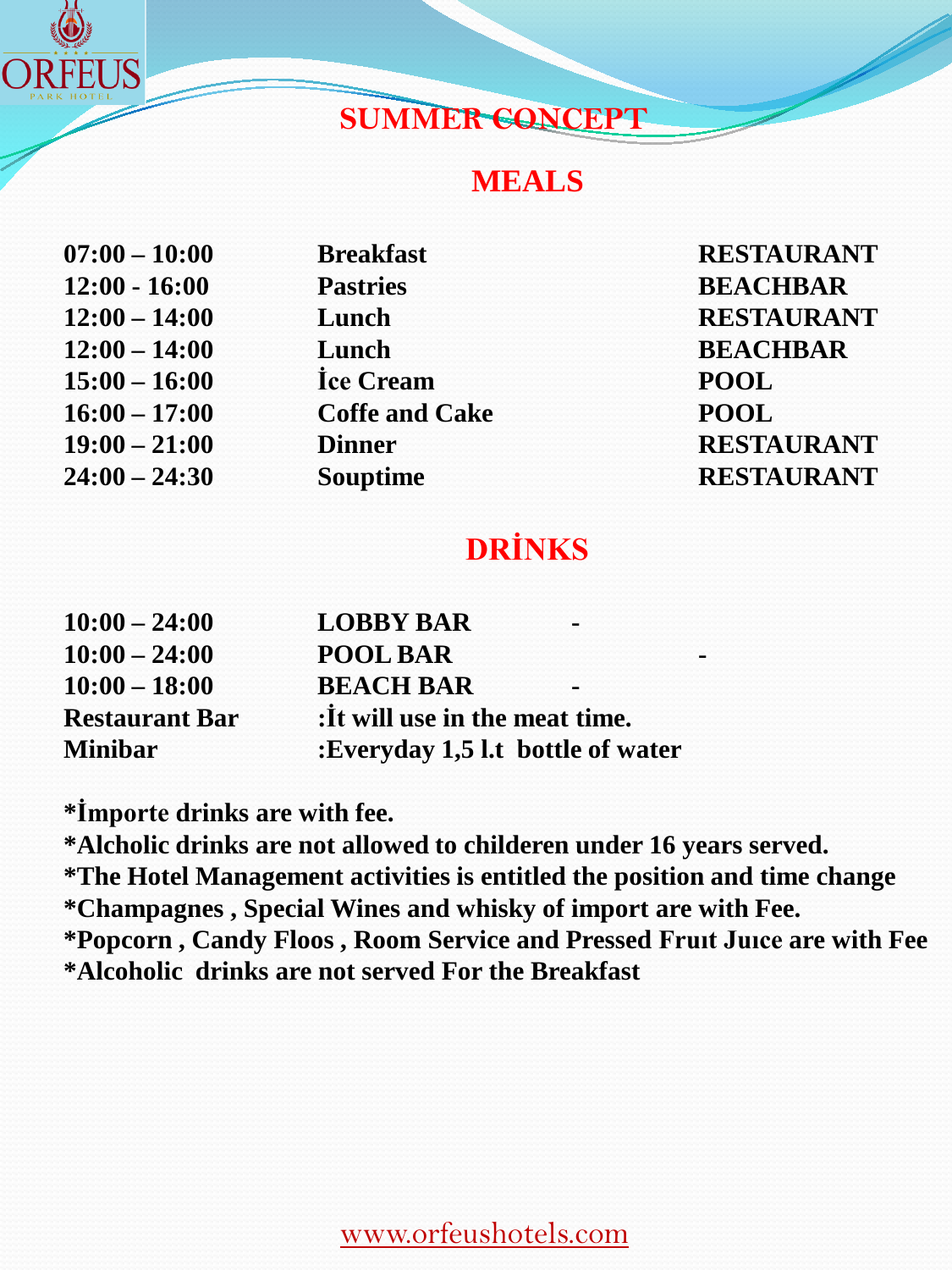## SUMMER CONCEPT

## MEALS

| | | |
|---|---|---|
| 07:00 – 10:00 | Breakfast | RESTAURANT |
| 12:00 - 16:00 | Pastries | BEACHBAR |
| 12:00 – 14:00 | Lunch | RESTAURANT |
| 12:00 – 14:00 | Lunch | BEACHBAR |
| 15:00 – 16:00 | İce Cream | POOL |
| 16:00 – 17:00 | Coffe and Cake | POOL |
| 19:00 – 21:00 | Dinner | RESTAURANT |
| 24:00 – 24:30 | Souptime | RESTAURANT |

## DRİNKS

| | | |
|---|---|---|
| 10:00 – 24:00 | LOBBY BAR | - |
| 10:00 – 24:00 | POOL BAR | - |
| 10:00 – 18:00 | BEACH BAR | - |
| Restaurant Bar | :İt will use in the meat time. | |
| Minibar | :Everyday 1,5 l.t bottle of water | |

*İmporte drinks are with fee.
*Alcholic drinks are not allowed to childeren under 16 years served.
*The Hotel Management activities is entitled the position and time change
*Champagnes , Special Wines and whisky of import are with Fee.
*Popcorn , Candy Floos , Room Service and Pressed Fruıt Juıce are with Fee
*Alcoholic drinks are not served For the Breakfast

www.orfeushotels.com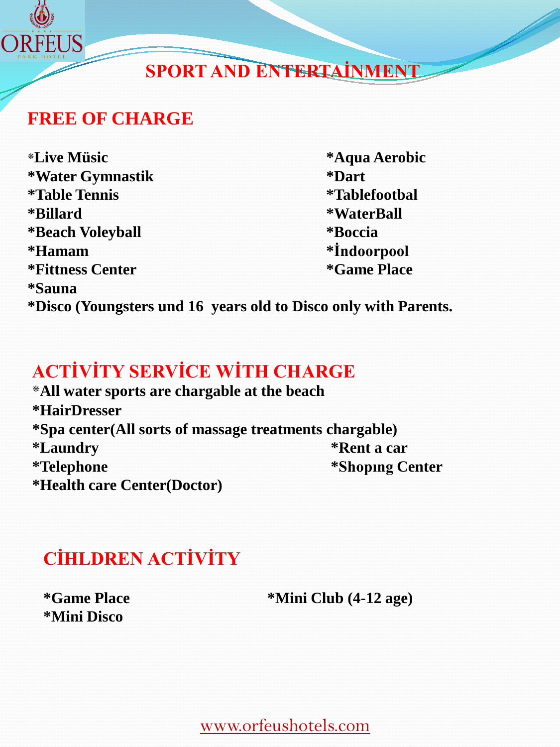# SPORT AND ENTERTAİNMENT

## FREE OF CHARGE

**\*Live Müsic**
**\*Water Gymnastik**
**\*Table Tennis**
**\*Billard**
**\*Beach Voleyball**
**\*Hamam**
**\*Fittness Center**
**\*Sauna**
**\*Aqua Aerobic**
**\*Dart**
**\*Tablefootbal**
**\*WaterBall**
**\*Boccia**
**\*İndoorpool**
**\*Game Place**
**\*Disco (Youngsters und 16 years old to Disco only with Parents.**

## ACTİVİTY SERVİCE WİTH CHARGE

**\*All water sports are chargable at the beach**
**\*HairDresser**
**\*Spa center(All sorts of massage treatments chargable)**
**\*Laundry**
**\*Telephone**
**\*Health care Center(Doctor)**
**\*Rent a car**
**\*Shopıng Center**

## CİHLDREN ACTİVİTY

**\*Game Place**
**\*Mini Disco**
**\*Mini Club (4-12 age)**

www.orfeushotels.com